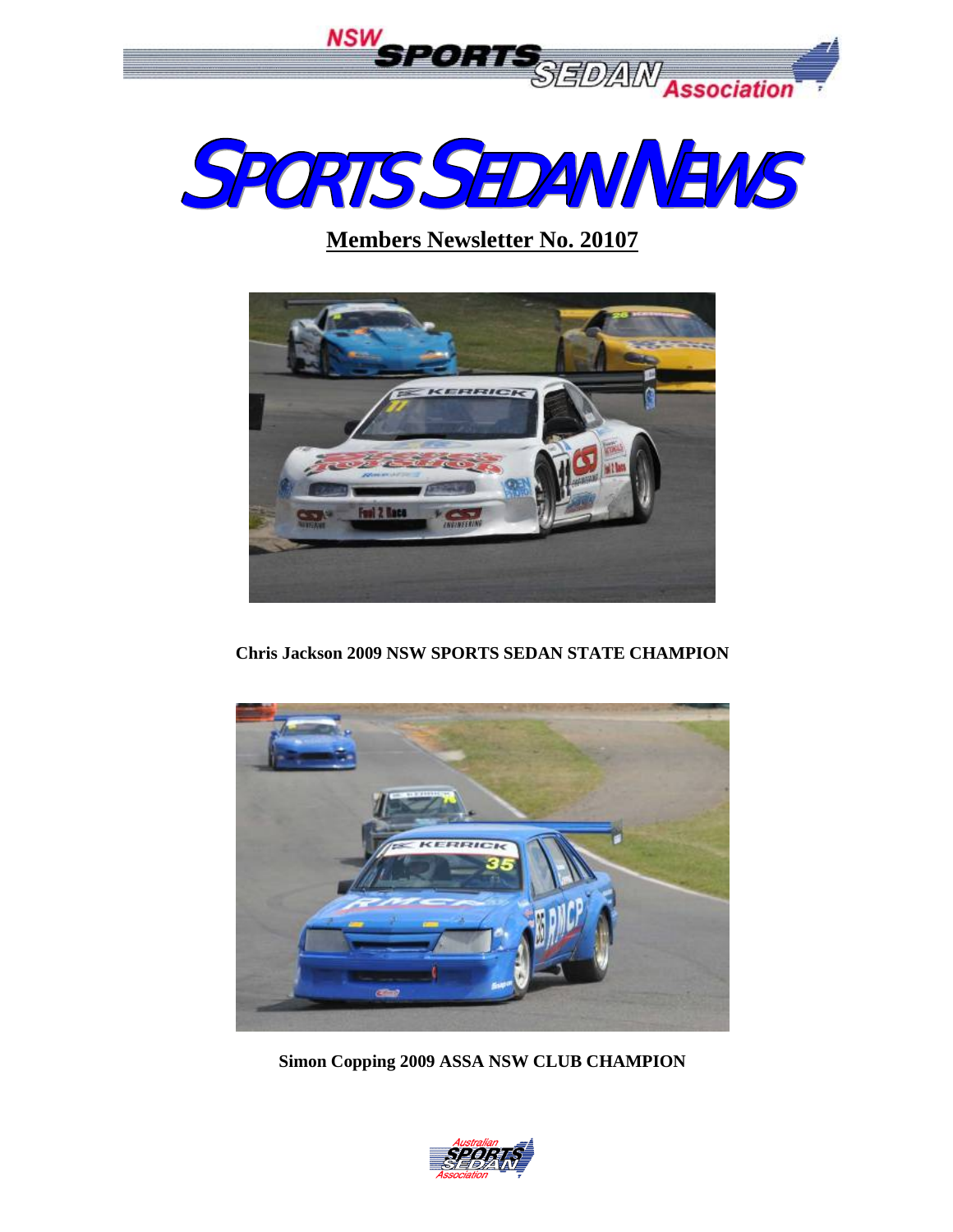# SPORTS SEDAN NEWS

## Members Newsletter No. 20107

**Chris Jackson 2009 NSW SPORTS SEDAN STATE CHAMPION**

**Simon Copping 2009 ASSA NSW CLUB CHAMPION**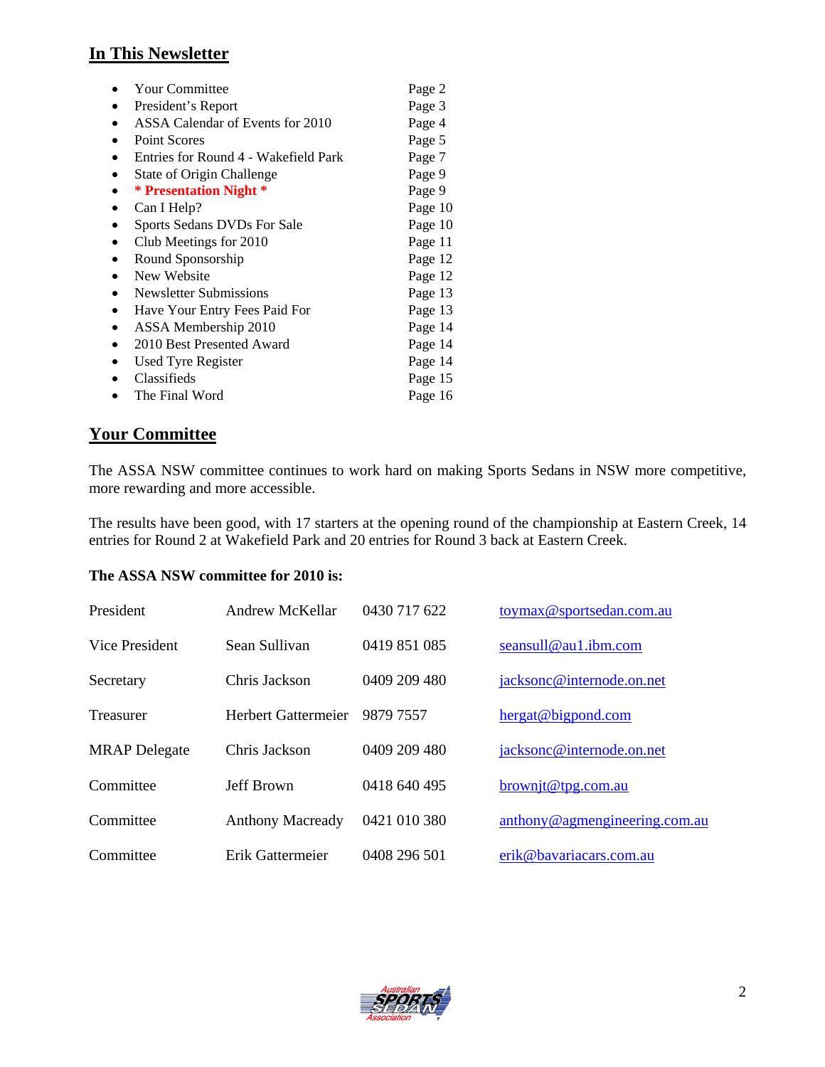## In This Newsletter

| | |
|---|---|
| Your Committee | Page 2 |
| President's Report | Page 3 |
| ASSA Calendar of Events for 2010 | Page 4 |
| Point Scores | Page 5 |
| Entries for Round 4 - Wakefield Park | Page 7 |
| State of Origin Challenge | Page 9 |
| **\* Presentation Night \*** | Page 9 |
| Can I Help? | Page 10 |
| Sports Sedans DVDs For Sale | Page 10 |
| Club Meetings for 2010 | Page 11 |
| Round Sponsorship | Page 12 |
| New Website | Page 12 |
| Newsletter Submissions | Page 13 |
| Have Your Entry Fees Paid For | Page 13 |
| ASSA Membership 2010 | Page 14 |
| 2010 Best Presented Award | Page 14 |
| Used Tyre Register | Page 14 |
| Classifieds | Page 15 |
| The Final Word | Page 16 |

## Your Committee

The ASSA NSW committee continues to work hard on making Sports Sedans in NSW more competitive, more rewarding and more accessible.

The results have been good, with 17 starters at the opening round of the championship at Eastern Creek, 14 entries for Round 2 at Wakefield Park and 20 entries for Round 3 back at Eastern Creek.

**The ASSA NSW committee for 2010 is:**

| | | | |
|---|---|---|---|
| President | Andrew McKellar | 0430 717 622 | toymax@sportsedan.com.au |
| Vice President | Sean Sullivan | 0419 851 085 | seansull@au1.ibm.com |
| Secretary | Chris Jackson | 0409 209 480 | jacksonc@internode.on.net |
| Treasurer | Herbert Gattermeier | 9879 7557 | hergat@bigpond.com |
| MRAP Delegate | Chris Jackson | 0409 209 480 | jacksonc@internode.on.net |
| Committee | Jeff Brown | 0418 640 495 | brownjt@tpg.com.au |
| Committee | Anthony Macready | 0421 010 380 | anthony@agmengineering.com.au |
| Committee | Erik Gattermeier | 0408 296 501 | erik@bavariacars.com.au |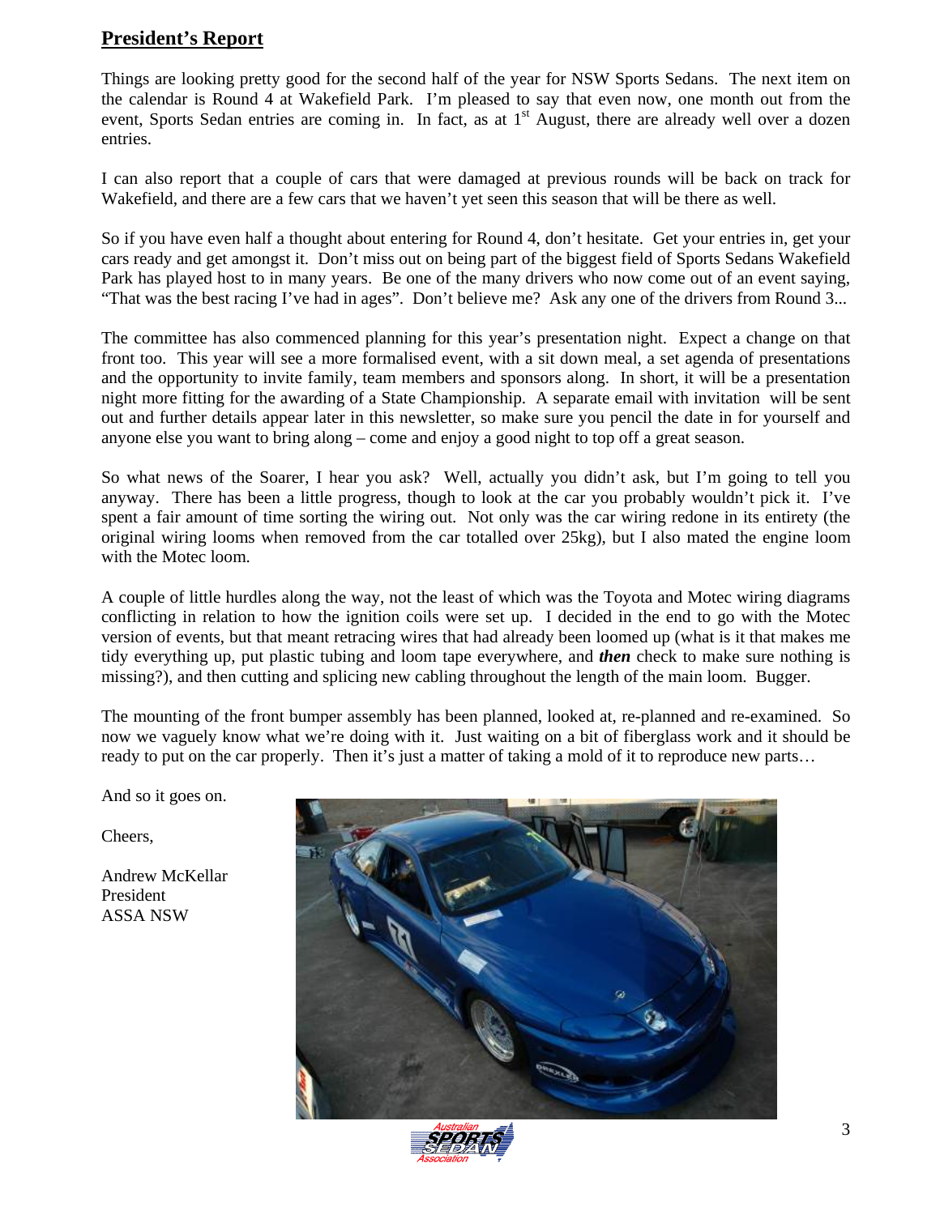## President's Report

Things are looking pretty good for the second half of the year for NSW Sports Sedans. The next item on the calendar is Round 4 at Wakefield Park. I'm pleased to say that even now, one month out from the event, Sports Sedan entries are coming in. In fact, as at 1st August, there are already well over a dozen entries.

I can also report that a couple of cars that were damaged at previous rounds will be back on track for Wakefield, and there are a few cars that we haven't yet seen this season that will be there as well.

So if you have even half a thought about entering for Round 4, don't hesitate. Get your entries in, get your cars ready and get amongst it. Don't miss out on being part of the biggest field of Sports Sedans Wakefield Park has played host to in many years. Be one of the many drivers who now come out of an event saying, "That was the best racing I've had in ages". Don't believe me? Ask any one of the drivers from Round 3...

The committee has also commenced planning for this year's presentation night. Expect a change on that front too. This year will see a more formalised event, with a sit down meal, a set agenda of presentations and the opportunity to invite family, team members and sponsors along. In short, it will be a presentation night more fitting for the awarding of a State Championship. A separate email with invitation will be sent out and further details appear later in this newsletter, so make sure you pencil the date in for yourself and anyone else you want to bring along – come and enjoy a good night to top off a great season.

So what news of the Soarer, I hear you ask? Well, actually you didn't ask, but I'm going to tell you anyway. There has been a little progress, though to look at the car you probably wouldn't pick it. I've spent a fair amount of time sorting the wiring out. Not only was the car wiring redone in its entirety (the original wiring looms when removed from the car totalled over 25kg), but I also mated the engine loom with the Motec loom.

A couple of little hurdles along the way, not the least of which was the Toyota and Motec wiring diagrams conflicting in relation to how the ignition coils were set up. I decided in the end to go with the Motec version of events, but that meant retracing wires that had already been loomed up (what is it that makes me tidy everything up, put plastic tubing and loom tape everywhere, and ***then*** check to make sure nothing is missing?), and then cutting and splicing new cabling throughout the length of the main loom. Bugger.

The mounting of the front bumper assembly has been planned, looked at, re-planned and re-examined. So now we vaguely know what we're doing with it. Just waiting on a bit of fiberglass work and it should be ready to put on the car properly. Then it's just a matter of taking a mold of it to reproduce new parts…

And so it goes on.

Cheers,

Andrew McKellar
President
ASSA NSW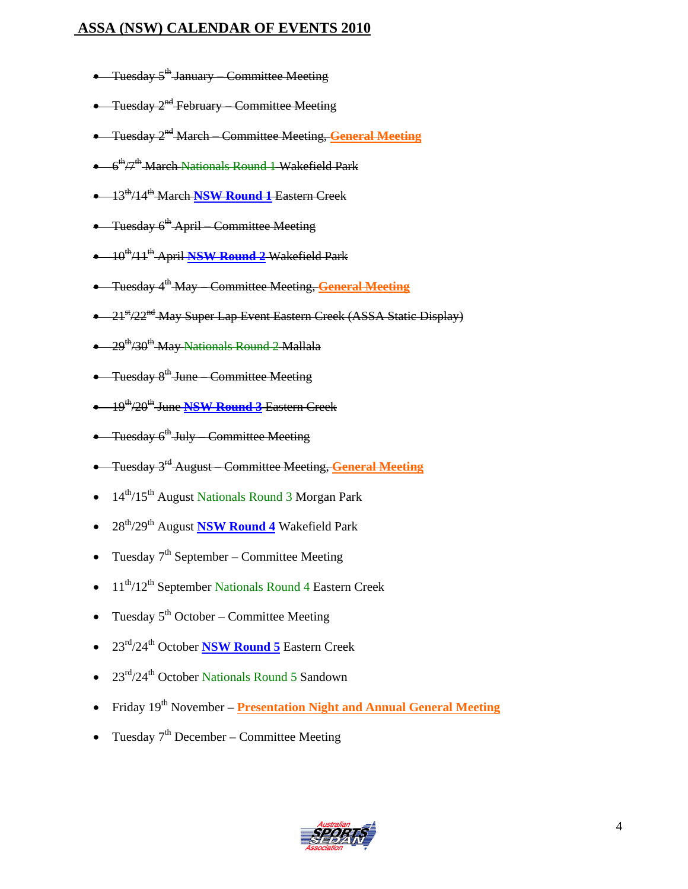# ASSA (NSW) CALENDAR OF EVENTS 2010

- ~~Tuesday 5th January – Committee Meeting~~
- ~~Tuesday 2nd February – Committee Meeting~~
- ~~Tuesday 2nd March – Committee Meeting, **General Meeting**~~
- ~~6th/7th March Nationals Round 1 Wakefield Park~~
- ~~13th/14th March **NSW Round 1** Eastern Creek~~
- ~~Tuesday 6th April – Committee Meeting~~
- ~~10th/11th April **NSW Round 2** Wakefield Park~~
- ~~Tuesday 4th May – Committee Meeting, **General Meeting**~~
- ~~21st/22nd May Super Lap Event Eastern Creek (ASSA Static Display)~~
- ~~29th/30th May Nationals Round 2 Mallala~~
- ~~Tuesday 8th June – Committee Meeting~~
- ~~19th/20th June **NSW Round 3** Eastern Creek~~
- ~~Tuesday 6th July – Committee Meeting~~
- ~~Tuesday 3rd August – Committee Meeting, **General Meeting**~~
- 14th/15th August Nationals Round 3 Morgan Park
- 28th/29th August **NSW Round 4** Wakefield Park
- Tuesday 7th September – Committee Meeting
- 11th/12th September Nationals Round 4 Eastern Creek
- Tuesday 5th October – Committee Meeting
- 23rd/24th October **NSW Round 5** Eastern Creek
- 23rd/24th October Nationals Round 5 Sandown
- Friday 19th November – **Presentation Night and Annual General Meeting**
- Tuesday 7th December – Committee Meeting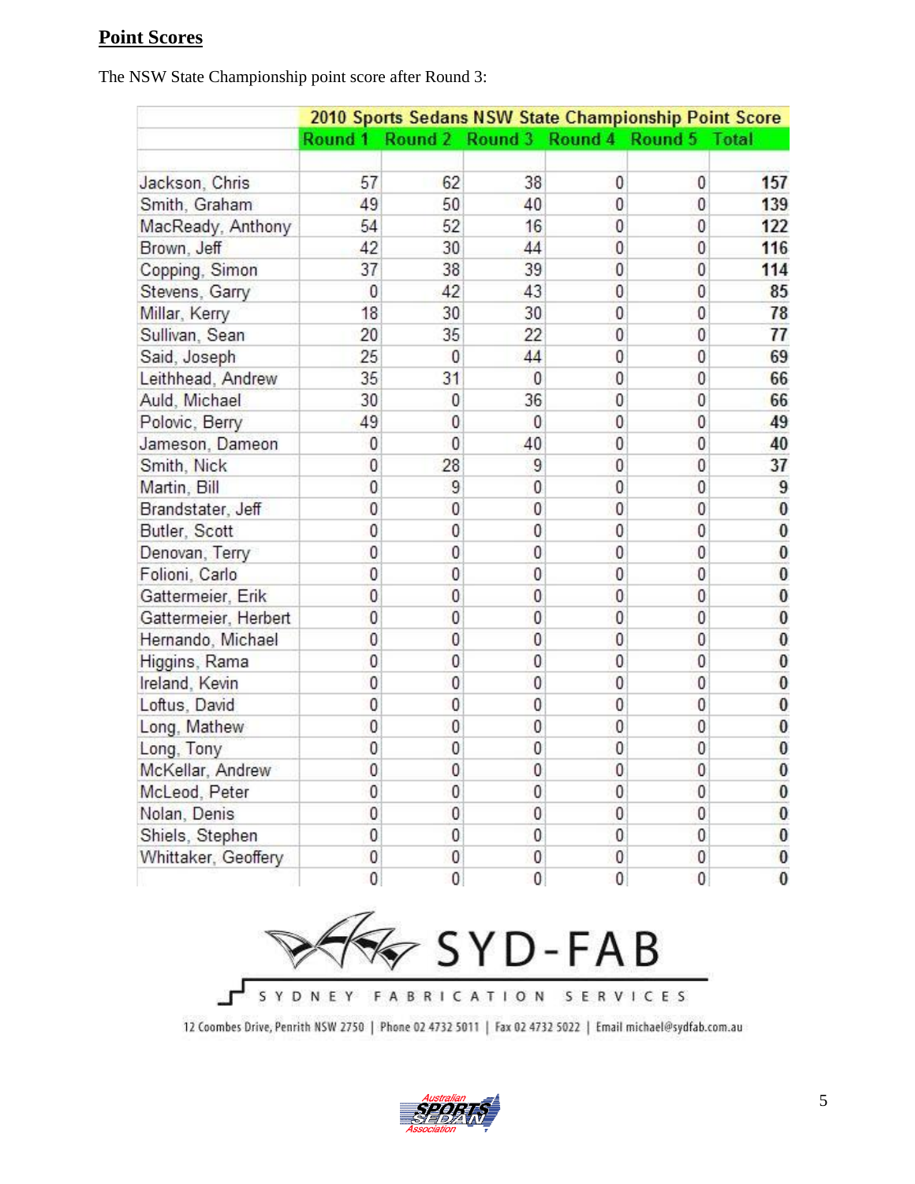## Point Scores

The NSW State Championship point score after Round 3:

| | 2010 Sports Sedans NSW State Championship Point Score | | | | | |
|---|---|---|---|---|---|---|
| | Round 1 | Round 2 | Round 3 | Round 4 | Round 5 | Total |
| Jackson, Chris | 57 | 62 | 38 | 0 | 0 | **157** |
| Smith, Graham | 49 | 50 | 40 | 0 | 0 | **139** |
| MacReady, Anthony | 54 | 52 | 16 | 0 | 0 | **122** |
| Brown, Jeff | 42 | 30 | 44 | 0 | 0 | **116** |
| Copping, Simon | 37 | 38 | 39 | 0 | 0 | **114** |
| Stevens, Garry | 0 | 42 | 43 | 0 | 0 | **85** |
| Millar, Kerry | 18 | 30 | 30 | 0 | 0 | **78** |
| Sullivan, Sean | 20 | 35 | 22 | 0 | 0 | **77** |
| Said, Joseph | 25 | 0 | 44 | 0 | 0 | **69** |
| Leithhead, Andrew | 35 | 31 | 0 | 0 | 0 | **66** |
| Auld, Michael | 30 | 0 | 36 | 0 | 0 | **66** |
| Polovic, Berry | 49 | 0 | 0 | 0 | 0 | **49** |
| Jameson, Dameon | 0 | 0 | 40 | 0 | 0 | **40** |
| Smith, Nick | 0 | 28 | 9 | 0 | 0 | **37** |
| Martin, Bill | 0 | 9 | 0 | 0 | 0 | **9** |
| Brandstater, Jeff | 0 | 0 | 0 | 0 | 0 | **0** |
| Butler, Scott | 0 | 0 | 0 | 0 | 0 | **0** |
| Denovan, Terry | 0 | 0 | 0 | 0 | 0 | **0** |
| Folioni, Carlo | 0 | 0 | 0 | 0 | 0 | **0** |
| Gattermeier, Erik | 0 | 0 | 0 | 0 | 0 | **0** |
| Gattermeier, Herbert | 0 | 0 | 0 | 0 | 0 | **0** |
| Hernando, Michael | 0 | 0 | 0 | 0 | 0 | **0** |
| Higgins, Rama | 0 | 0 | 0 | 0 | 0 | **0** |
| Ireland, Kevin | 0 | 0 | 0 | 0 | 0 | **0** |
| Loftus, David | 0 | 0 | 0 | 0 | 0 | **0** |
| Long, Mathew | 0 | 0 | 0 | 0 | 0 | **0** |
| Long, Tony | 0 | 0 | 0 | 0 | 0 | **0** |
| McKellar, Andrew | 0 | 0 | 0 | 0 | 0 | **0** |
| McLeod, Peter | 0 | 0 | 0 | 0 | 0 | **0** |
| Nolan, Denis | 0 | 0 | 0 | 0 | 0 | **0** |
| Shiels, Stephen | 0 | 0 | 0 | 0 | 0 | **0** |
| Whittaker, Geoffery | 0 | 0 | 0 | 0 | 0 | **0** |
| | 0 | 0 | 0 | 0 | 0 | **0** |

SYD-FAB

SYDNEY FABRICATION SERVICES

12 Coombes Drive, Penrith NSW 2750 | Phone 02 4732 5011 | Fax 02 4732 5022 | Email michael@sydfab.com.au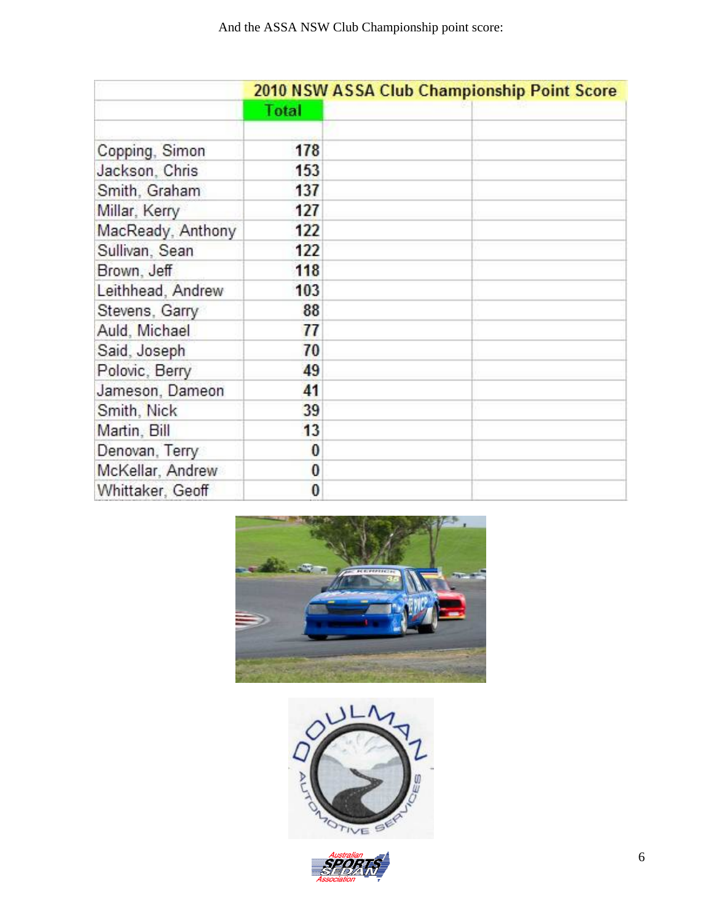And the ASSA NSW Club Championship point score:

| | 2010 NSW ASSA Club Championship Point Score | | |
|---|---|---|---|
| | Total | | |
| | | | |
| Copping, Simon | 178 | | |
| Jackson, Chris | 153 | | |
| Smith, Graham | 137 | | |
| Millar, Kerry | 127 | | |
| MacReady, Anthony | 122 | | |
| Sullivan, Sean | 122 | | |
| Brown, Jeff | 118 | | |
| Leithhead, Andrew | 103 | | |
| Stevens, Garry | 88 | | |
| Auld, Michael | 77 | | |
| Said, Joseph | 70 | | |
| Polovic, Berry | 49 | | |
| Jameson, Dameon | 41 | | |
| Smith, Nick | 39 | | |
| Martin, Bill | 13 | | |
| Denovan, Terry | 0 | | |
| McKellar, Andrew | 0 | | |
| Whittaker, Geoff | 0 | | |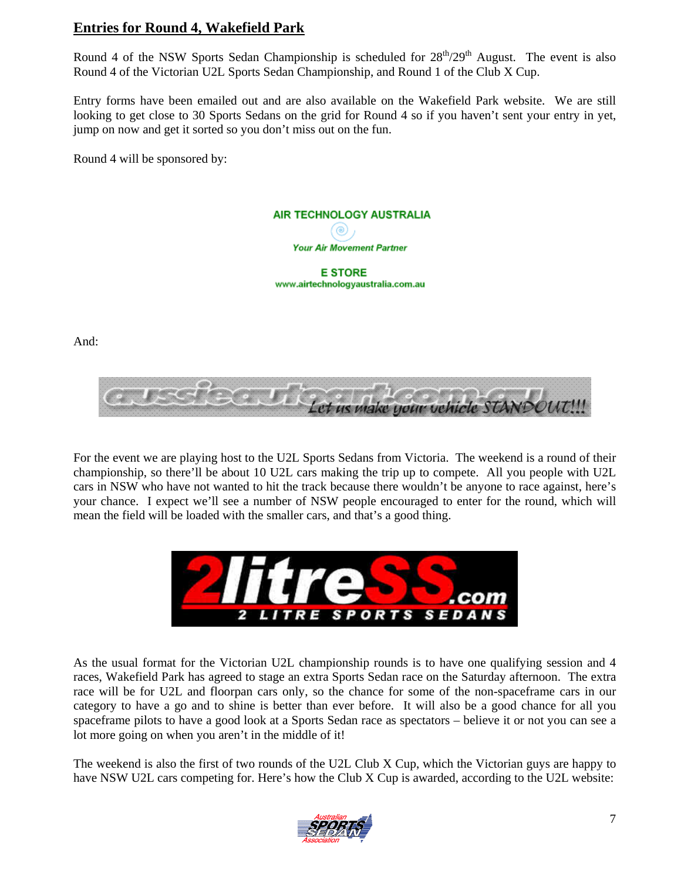## Entries for Round 4, Wakefield Park

Round 4 of the NSW Sports Sedan Championship is scheduled for 28th/29th August. The event is also Round 4 of the Victorian U2L Sports Sedan Championship, and Round 1 of the Club X Cup.

Entry forms have been emailed out and are also available on the Wakefield Park website. We are still looking to get close to 30 Sports Sedans on the grid for Round 4 so if you haven't sent your entry in yet, jump on now and get it sorted so you don't miss out on the fun.

Round 4 will be sponsored by:

AIR TECHNOLOGY AUSTRALIA

*Your Air Movement Partner*

E STORE
www.airtechnologyaustralia.com.au

And:

aussieautoart.com.au *Let us make your vehicle STANDOUT!!!*

For the event we are playing host to the U2L Sports Sedans from Victoria. The weekend is a round of their championship, so there'll be about 10 U2L cars making the trip up to compete. All you people with U2L cars in NSW who have not wanted to hit the track because there wouldn't be anyone to race against, here's your chance. I expect we'll see a number of NSW people encouraged to enter for the round, which will mean the field will be loaded with the smaller cars, and that's a good thing.

2litreSS.com
2 LITRE SPORTS SEDANS

As the usual format for the Victorian U2L championship rounds is to have one qualifying session and 4 races, Wakefield Park has agreed to stage an extra Sports Sedan race on the Saturday afternoon. The extra race will be for U2L and floorpan cars only, so the chance for some of the non-spaceframe cars in our category to have a go and to shine is better than ever before. It will also be a good chance for all you spaceframe pilots to have a good look at a Sports Sedan race as spectators – believe it or not you can see a lot more going on when you aren't in the middle of it!

The weekend is also the first of two rounds of the U2L Club X Cup, which the Victorian guys are happy to have NSW U2L cars competing for. Here's how the Club X Cup is awarded, according to the U2L website: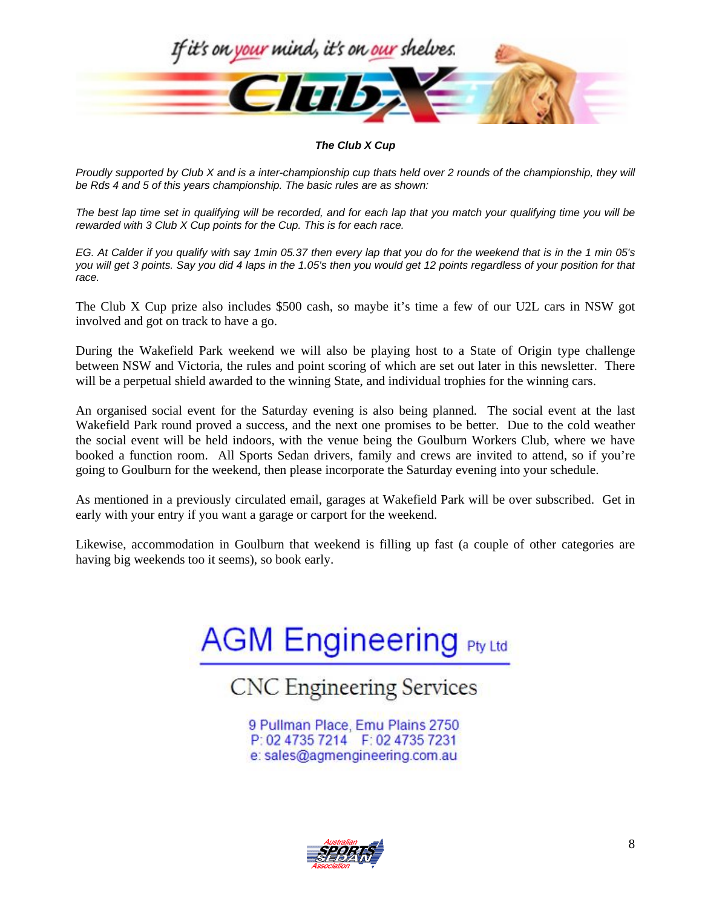If it's on your mind, it's on our shelves.

Club X

***The Club X Cup***

*Proudly supported by Club X and is a inter-championship cup thats held over 2 rounds of the championship, they will be Rds 4 and 5 of this years championship. The basic rules are as shown:*

*The best lap time set in qualifying will be recorded, and for each lap that you match your qualifying time you will be rewarded with 3 Club X Cup points for the Cup. This is for each race.*

*EG. At Calder if you qualify with say 1min 05.37 then every lap that you do for the weekend that is in the 1 min 05's you will get 3 points. Say you did 4 laps in the 1.05's then you would get 12 points regardless of your position for that race.*

The Club X Cup prize also includes $500 cash, so maybe it's time a few of our U2L cars in NSW got involved and got on track to have a go.

During the Wakefield Park weekend we will also be playing host to a State of Origin type challenge between NSW and Victoria, the rules and point scoring of which are set out later in this newsletter. There will be a perpetual shield awarded to the winning State, and individual trophies for the winning cars.

An organised social event for the Saturday evening is also being planned. The social event at the last Wakefield Park round proved a success, and the next one promises to be better. Due to the cold weather the social event will be held indoors, with the venue being the Goulburn Workers Club, where we have booked a function room. All Sports Sedan drivers, family and crews are invited to attend, so if you're going to Goulburn for the weekend, then please incorporate the Saturday evening into your schedule.

As mentioned in a previously circulated email, garages at Wakefield Park will be over subscribed. Get in early with your entry if you want a garage or carport for the weekend.

Likewise, accommodation in Goulburn that weekend is filling up fast (a couple of other categories are having big weekends too it seems), so book early.

AGM Engineering Pty Ltd

CNC Engineering Services

9 Pullman Place, Emu Plains 2750
P: 02 4735 7214 F: 02 4735 7231
e: sales@agmengineering.com.au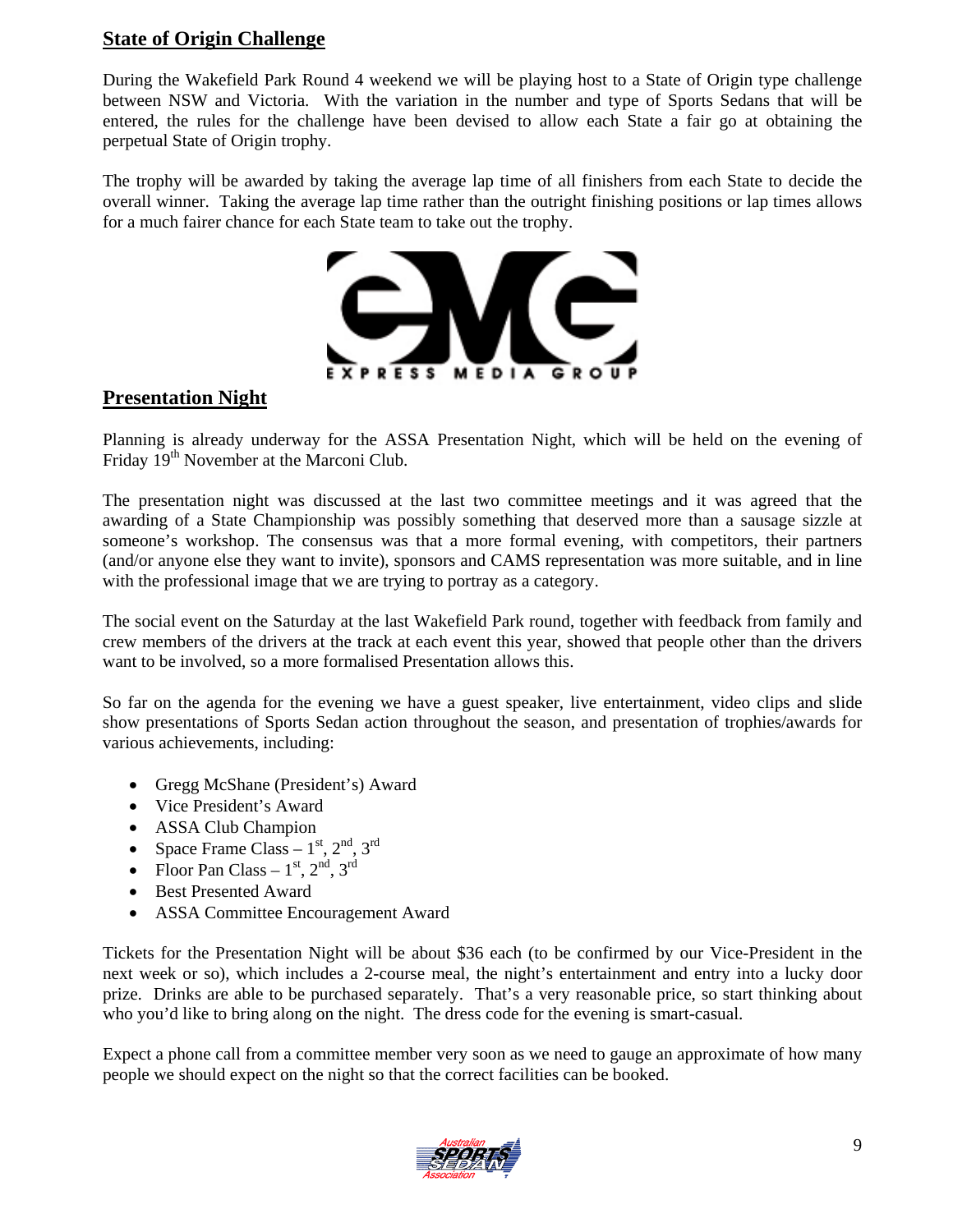## State of Origin Challenge

During the Wakefield Park Round 4 weekend we will be playing host to a State of Origin type challenge between NSW and Victoria. With the variation in the number and type of Sports Sedans that will be entered, the rules for the challenge have been devised to allow each State a fair go at obtaining the perpetual State of Origin trophy.

The trophy will be awarded by taking the average lap time of all finishers from each State to decide the overall winner. Taking the average lap time rather than the outright finishing positions or lap times allows for a much fairer chance for each State team to take out the trophy.

## Presentation Night

Planning is already underway for the ASSA Presentation Night, which will be held on the evening of Friday 19th November at the Marconi Club.

The presentation night was discussed at the last two committee meetings and it was agreed that the awarding of a State Championship was possibly something that deserved more than a sausage sizzle at someone's workshop. The consensus was that a more formal evening, with competitors, their partners (and/or anyone else they want to invite), sponsors and CAMS representation was more suitable, and in line with the professional image that we are trying to portray as a category.

The social event on the Saturday at the last Wakefield Park round, together with feedback from family and crew members of the drivers at the track at each event this year, showed that people other than the drivers want to be involved, so a more formalised Presentation allows this.

So far on the agenda for the evening we have a guest speaker, live entertainment, video clips and slide show presentations of Sports Sedan action throughout the season, and presentation of trophies/awards for various achievements, including:

- Gregg McShane (President's) Award
- Vice President's Award
- ASSA Club Champion
- Space Frame Class – 1st, 2nd, 3rd
- Floor Pan Class – 1st, 2nd, 3rd
- Best Presented Award
- ASSA Committee Encouragement Award

Tickets for the Presentation Night will be about $36 each (to be confirmed by our Vice-President in the next week or so), which includes a 2-course meal, the night's entertainment and entry into a lucky door prize. Drinks are able to be purchased separately. That's a very reasonable price, so start thinking about who you'd like to bring along on the night. The dress code for the evening is smart-casual.

Expect a phone call from a committee member very soon as we need to gauge an approximate of how many people we should expect on the night so that the correct facilities can be booked.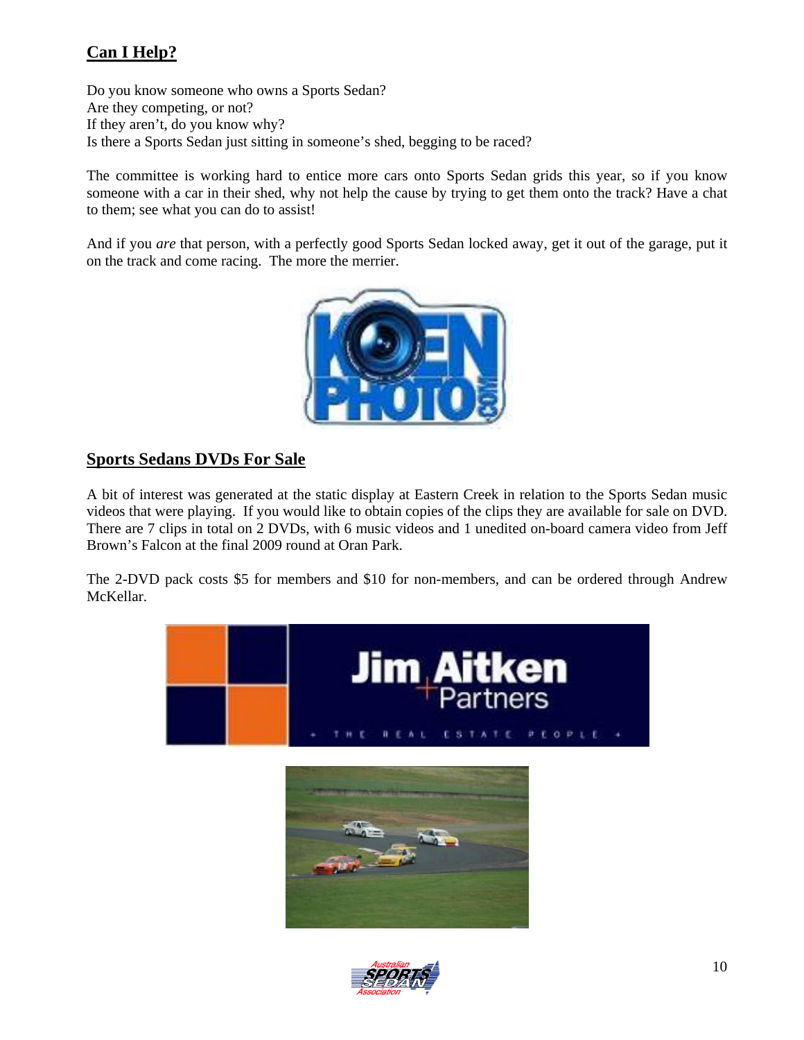## Can I Help?

Do you know someone who owns a Sports Sedan?
Are they competing, or not?
If they aren't, do you know why?
Is there a Sports Sedan just sitting in someone's shed, begging to be raced?

The committee is working hard to entice more cars onto Sports Sedan grids this year, so if you know someone with a car in their shed, why not help the cause by trying to get them onto the track? Have a chat to them; see what you can do to assist!

And if you *are* that person, with a perfectly good Sports Sedan locked away, get it out of the garage, put it on the track and come racing. The more the merrier.

## Sports Sedans DVDs For Sale

A bit of interest was generated at the static display at Eastern Creek in relation to the Sports Sedan music videos that were playing. If you would like to obtain copies of the clips they are available for sale on DVD. There are 7 clips in total on 2 DVDs, with 6 music videos and 1 unedited on-board camera video from Jeff Brown's Falcon at the final 2009 round at Oran Park.

The 2-DVD pack costs $5 for members and $10 for non-members, and can be ordered through Andrew McKellar.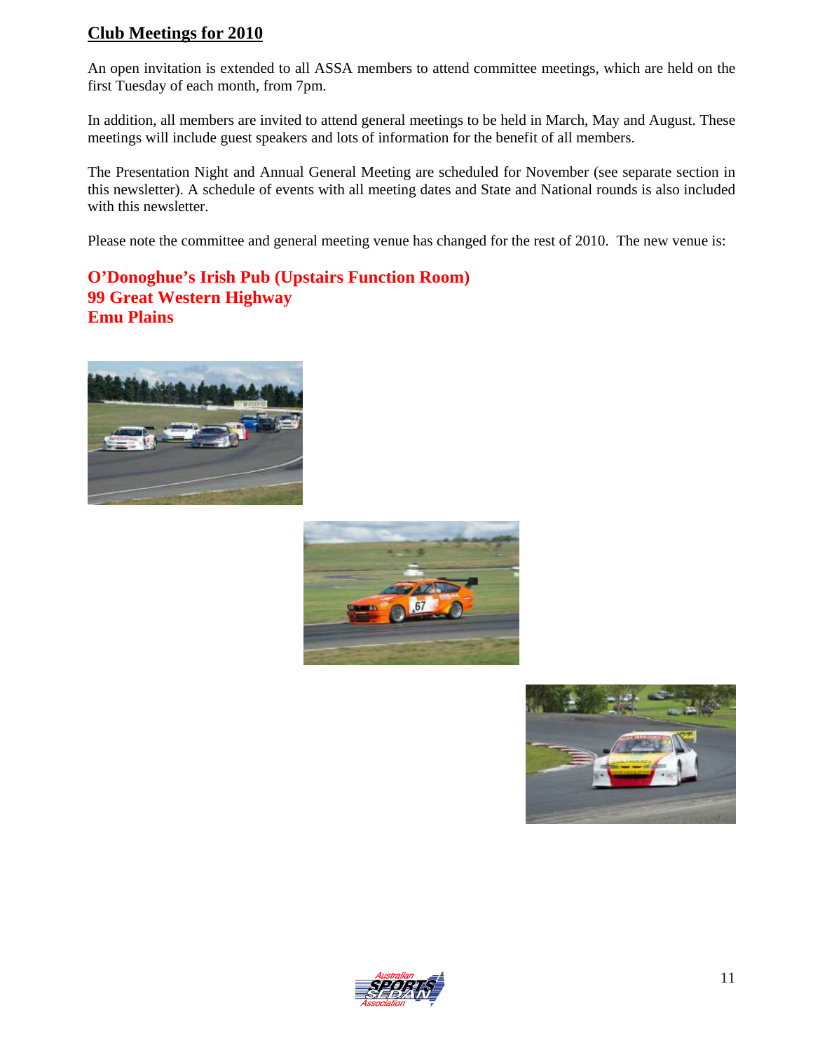## Club Meetings for 2010

An open invitation is extended to all ASSA members to attend committee meetings, which are held on the first Tuesday of each month, from 7pm.

In addition, all members are invited to attend general meetings to be held in March, May and August. These meetings will include guest speakers and lots of information for the benefit of all members.

The Presentation Night and Annual General Meeting are scheduled for November (see separate section in this newsletter). A schedule of events with all meeting dates and State and National rounds is also included with this newsletter.

Please note the committee and general meeting venue has changed for the rest of 2010. The new venue is:

**O'Donoghue's Irish Pub (Upstairs Function Room)**
**99 Great Western Highway**
**Emu Plains**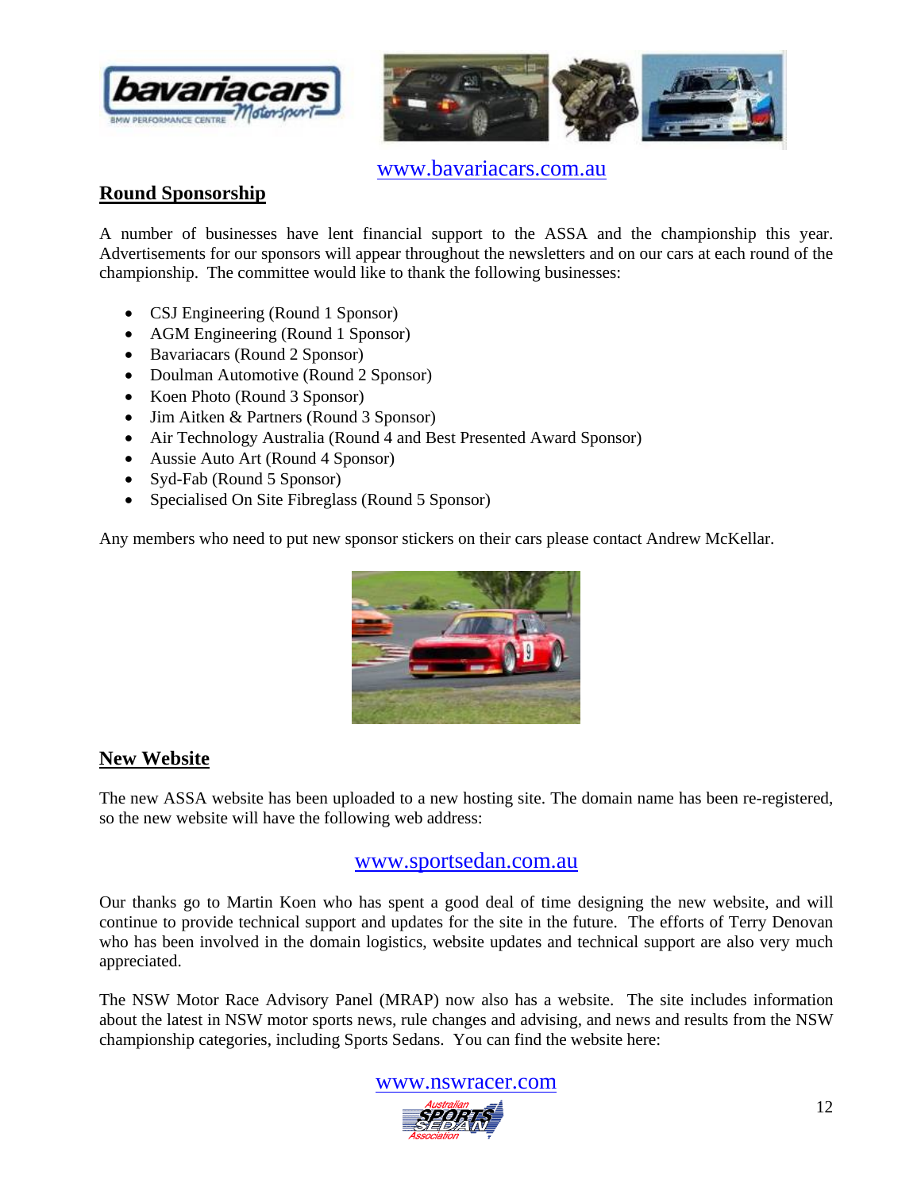www.bavariacars.com.au

## Round Sponsorship

A number of businesses have lent financial support to the ASSA and the championship this year. Advertisements for our sponsors will appear throughout the newsletters and on our cars at each round of the championship. The committee would like to thank the following businesses:

- CSJ Engineering (Round 1 Sponsor)
- AGM Engineering (Round 1 Sponsor)
- Bavariacars (Round 2 Sponsor)
- Doulman Automotive (Round 2 Sponsor)
- Koen Photo (Round 3 Sponsor)
- Jim Aitken & Partners (Round 3 Sponsor)
- Air Technology Australia (Round 4 and Best Presented Award Sponsor)
- Aussie Auto Art (Round 4 Sponsor)
- Syd-Fab (Round 5 Sponsor)
- Specialised On Site Fibreglass (Round 5 Sponsor)

Any members who need to put new sponsor stickers on their cars please contact Andrew McKellar.

## New Website

The new ASSA website has been uploaded to a new hosting site. The domain name has been re-registered, so the new website will have the following web address:

www.sportsedan.com.au

Our thanks go to Martin Koen who has spent a good deal of time designing the new website, and will continue to provide technical support and updates for the site in the future. The efforts of Terry Denovan who has been involved in the domain logistics, website updates and technical support are also very much appreciated.

The NSW Motor Race Advisory Panel (MRAP) now also has a website. The site includes information about the latest in NSW motor sports news, rule changes and advising, and news and results from the NSW championship categories, including Sports Sedans. You can find the website here:

www.nswracer.com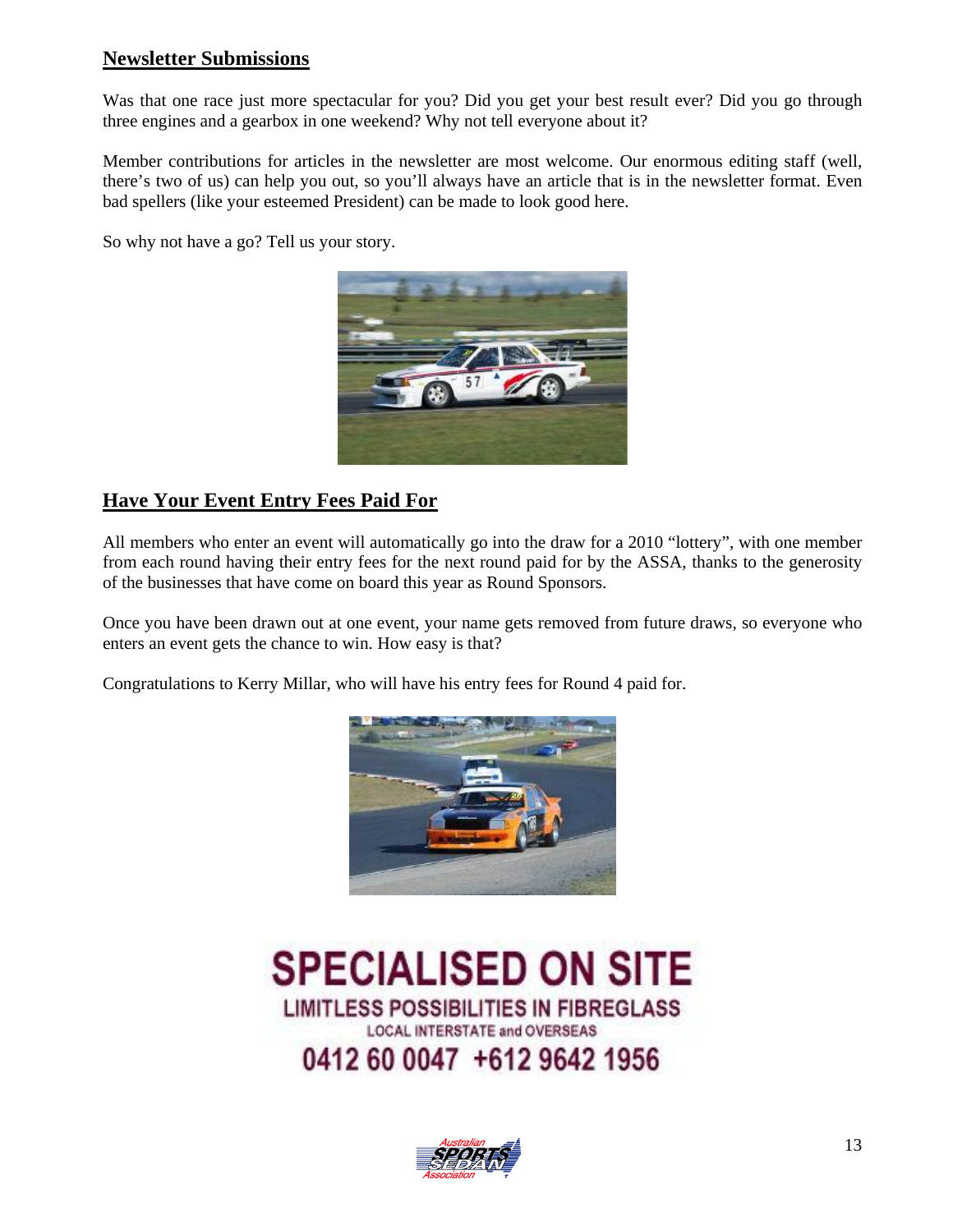## Newsletter Submissions

Was that one race just more spectacular for you? Did you get your best result ever? Did you go through three engines and a gearbox in one weekend? Why not tell everyone about it?

Member contributions for articles in the newsletter are most welcome. Our enormous editing staff (well, there's two of us) can help you out, so you'll always have an article that is in the newsletter format. Even bad spellers (like your esteemed President) can be made to look good here.

So why not have a go? Tell us your story.

## Have Your Event Entry Fees Paid For

All members who enter an event will automatically go into the draw for a 2010 "lottery", with one member from each round having their entry fees for the next round paid for by the ASSA, thanks to the generosity of the businesses that have come on board this year as Round Sponsors.

Once you have been drawn out at one event, your name gets removed from future draws, so everyone who enters an event gets the chance to win. How easy is that?

Congratulations to Kerry Millar, who will have his entry fees for Round 4 paid for.

**SPECIALISED ON SITE**

**LIMITLESS POSSIBILITIES IN FIBREGLASS**

LOCAL INTERSTATE and OVERSEAS

**0412 60 0047 +612 9642 1956**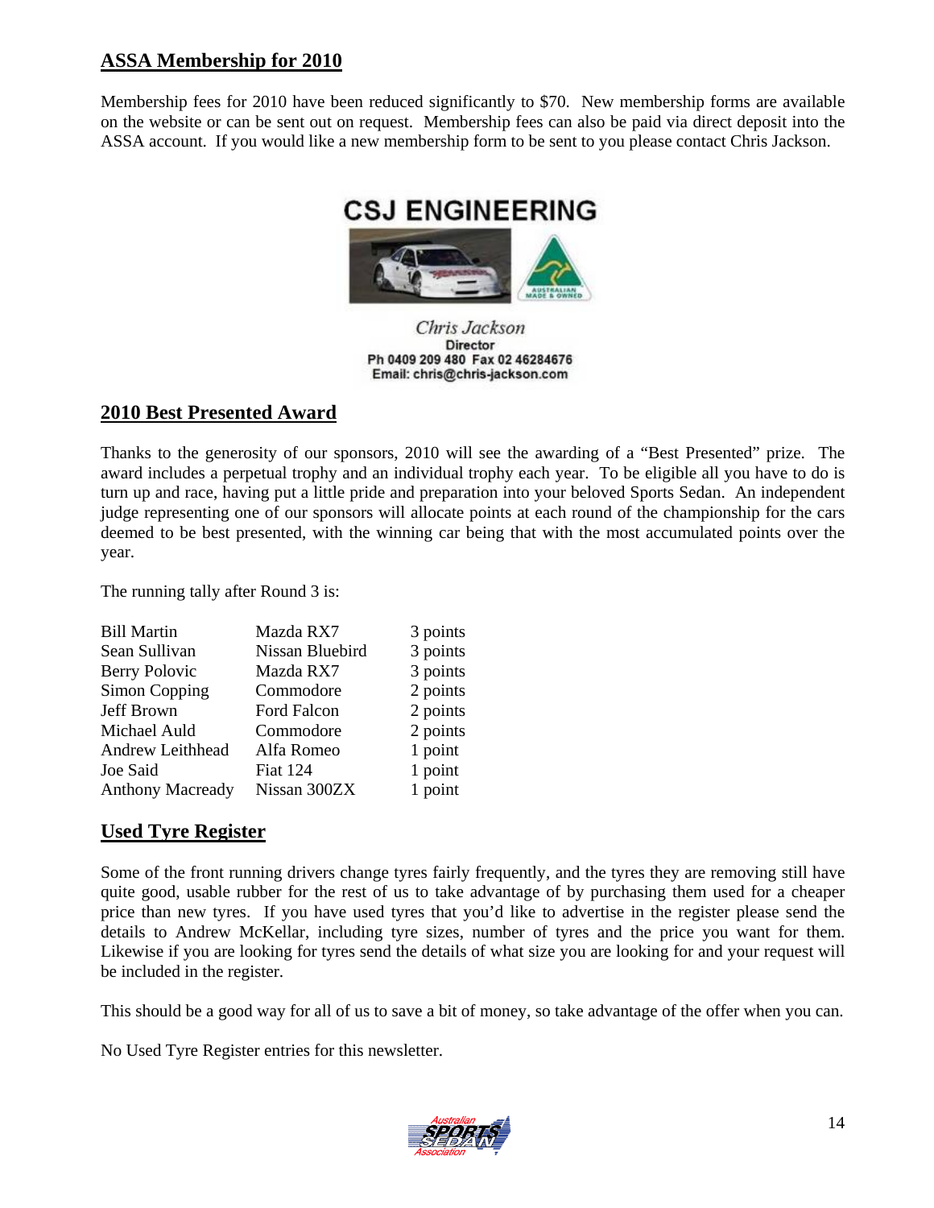## ASSA Membership for 2010

Membership fees for 2010 have been reduced significantly to $70. New membership forms are available on the website or can be sent out on request. Membership fees can also be paid via direct deposit into the ASSA account. If you would like a new membership form to be sent to you please contact Chris Jackson.

**CSJ ENGINEERING**

*Chris Jackson*
**Director**
**Ph 0409 209 480 Fax 02 46284676**
**Email: chris@chris-jackson.com**

## 2010 Best Presented Award

Thanks to the generosity of our sponsors, 2010 will see the awarding of a "Best Presented" prize. The award includes a perpetual trophy and an individual trophy each year. To be eligible all you have to do is turn up and race, having put a little pride and preparation into your beloved Sports Sedan. An independent judge representing one of our sponsors will allocate points at each round of the championship for the cars deemed to be best presented, with the winning car being that with the most accumulated points over the year.

The running tally after Round 3 is:

| | | |
|---|---|---|
| Bill Martin | Mazda RX7 | 3 points |
| Sean Sullivan | Nissan Bluebird | 3 points |
| Berry Polovic | Mazda RX7 | 3 points |
| Simon Copping | Commodore | 2 points |
| Jeff Brown | Ford Falcon | 2 points |
| Michael Auld | Commodore | 2 points |
| Andrew Leithhead | Alfa Romeo | 1 point |
| Joe Said | Fiat 124 | 1 point |
| Anthony Macready | Nissan 300ZX | 1 point |

## Used Tyre Register

Some of the front running drivers change tyres fairly frequently, and the tyres they are removing still have quite good, usable rubber for the rest of us to take advantage of by purchasing them used for a cheaper price than new tyres. If you have used tyres that you'd like to advertise in the register please send the details to Andrew McKellar, including tyre sizes, number of tyres and the price you want for them. Likewise if you are looking for tyres send the details of what size you are looking for and your request will be included in the register.

This should be a good way for all of us to save a bit of money, so take advantage of the offer when you can.

No Used Tyre Register entries for this newsletter.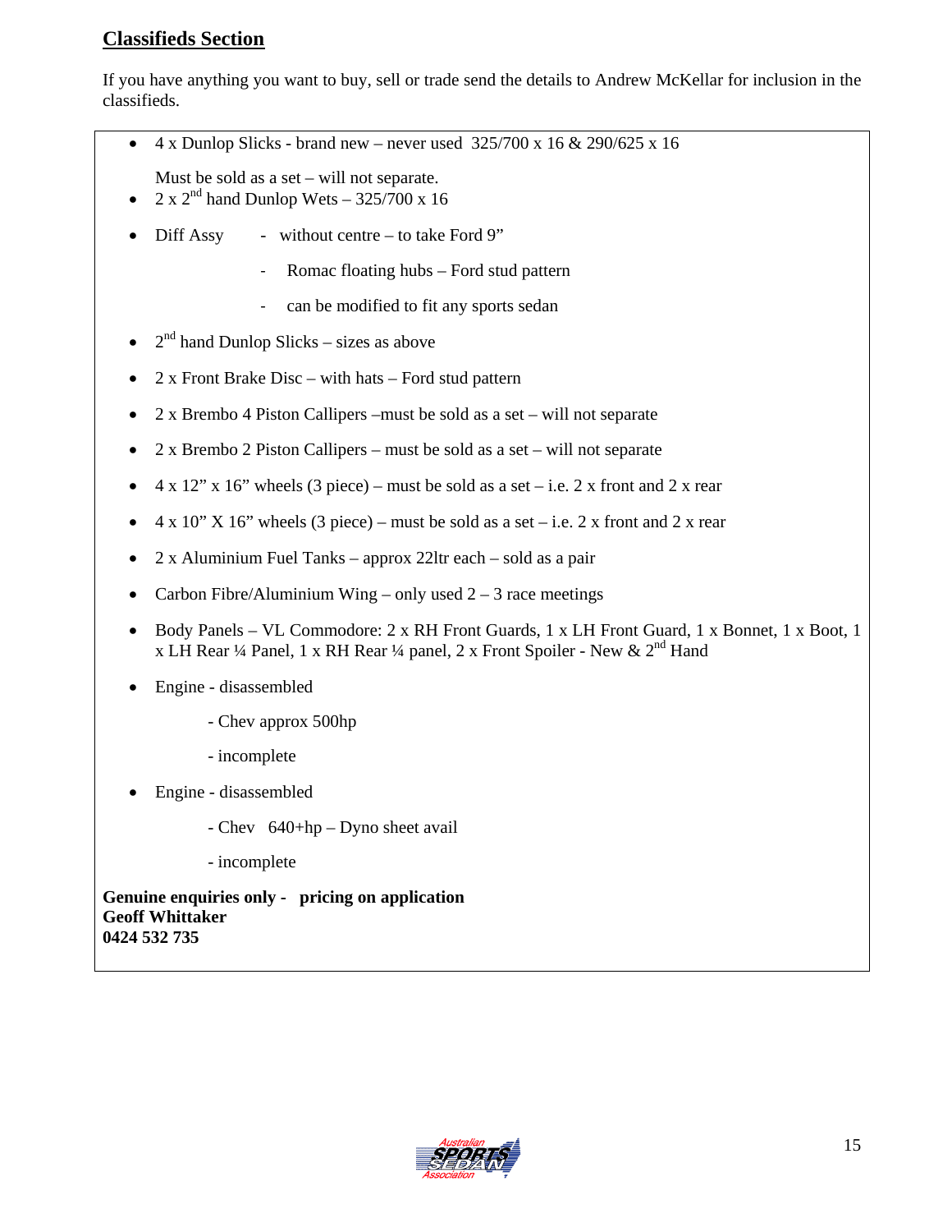## Classifieds Section

If you have anything you want to buy, sell or trade send the details to Andrew McKellar for inclusion in the classifieds.

- 4 x Dunlop Slicks - brand new – never used 325/700 x 16 & 290/625 x 16

  Must be sold as a set – will not separate.
- 2 x 2nd hand Dunlop Wets – 325/700 x 16
- Diff Assy
  - without centre – to take Ford 9"
  - Romac floating hubs – Ford stud pattern
  - can be modified to fit any sports sedan
- 2nd hand Dunlop Slicks – sizes as above
- 2 x Front Brake Disc – with hats – Ford stud pattern
- 2 x Brembo 4 Piston Callipers –must be sold as a set – will not separate
- 2 x Brembo 2 Piston Callipers – must be sold as a set – will not separate
- 4 x 12" x 16" wheels (3 piece) – must be sold as a set – i.e. 2 x front and 2 x rear
- 4 x 10" X 16" wheels (3 piece) – must be sold as a set – i.e. 2 x front and 2 x rear
- 2 x Aluminium Fuel Tanks – approx 22ltr each – sold as a pair
- Carbon Fibre/Aluminium Wing – only used 2 – 3 race meetings
- Body Panels – VL Commodore: 2 x RH Front Guards, 1 x LH Front Guard, 1 x Bonnet, 1 x Boot, 1 x LH Rear ¼ Panel, 1 x RH Rear ¼ panel, 2 x Front Spoiler - New & 2nd Hand
- Engine - disassembled
  - Chev approx 500hp
  - incomplete
- Engine - disassembled
  - Chev 640+hp – Dyno sheet avail
  - incomplete

**Genuine enquiries only - pricing on application**
**Geoff Whittaker**
**0424 532 735**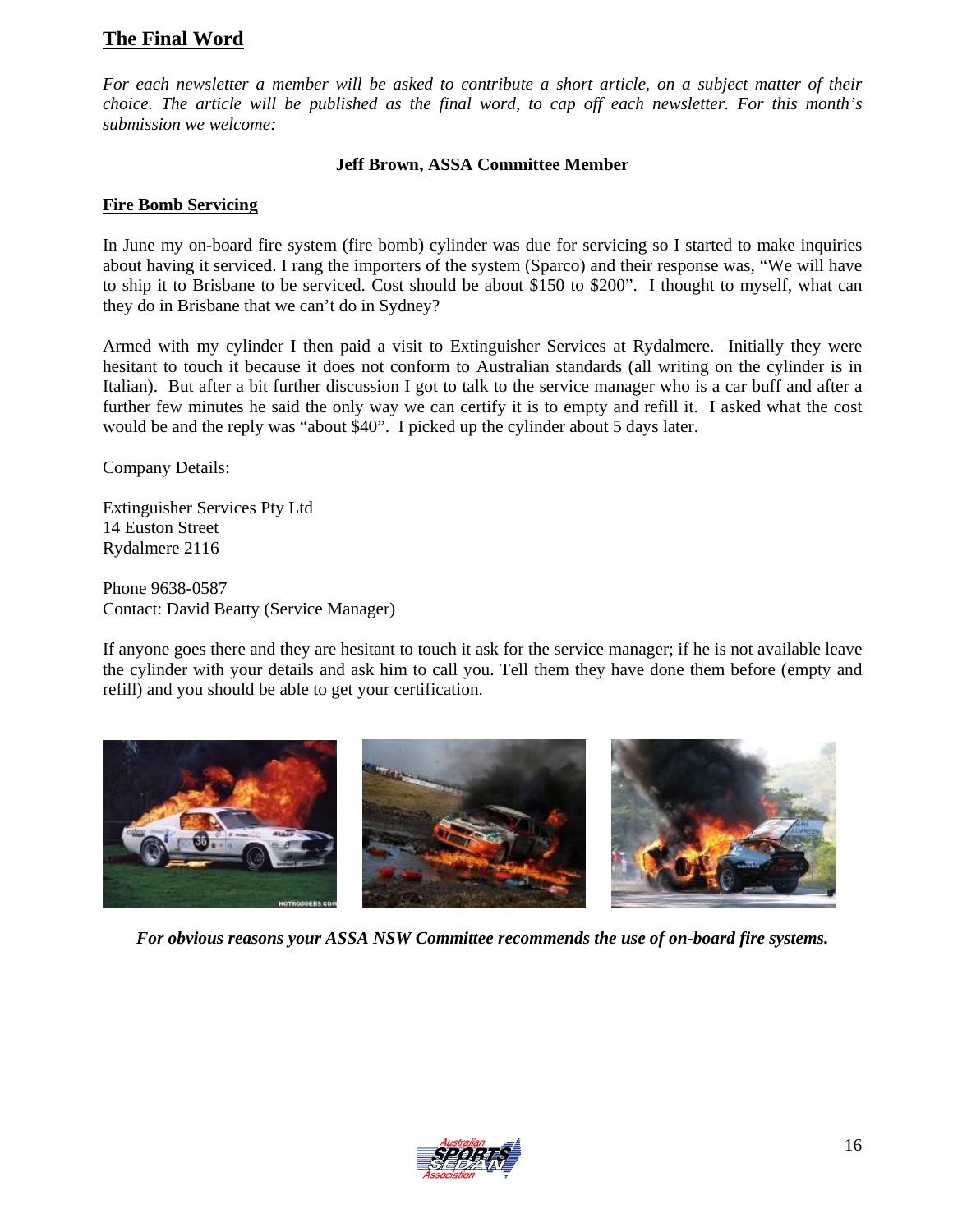## The Final Word

*For each newsletter a member will be asked to contribute a short article, on a subject matter of their choice. The article will be published as the final word, to cap off each newsletter. For this month's submission we welcome:*

**Jeff Brown, ASSA Committee Member**

### Fire Bomb Servicing

In June my on-board fire system (fire bomb) cylinder was due for servicing so I started to make inquiries about having it serviced. I rang the importers of the system (Sparco) and their response was, "We will have to ship it to Brisbane to be serviced. Cost should be about $150 to $200". I thought to myself, what can they do in Brisbane that we can't do in Sydney?

Armed with my cylinder I then paid a visit to Extinguisher Services at Rydalmere. Initially they were hesitant to touch it because it does not conform to Australian standards (all writing on the cylinder is in Italian). But after a bit further discussion I got to talk to the service manager who is a car buff and after a further few minutes he said the only way we can certify it is to empty and refill it. I asked what the cost would be and the reply was "about $40". I picked up the cylinder about 5 days later.

Company Details:

Extinguisher Services Pty Ltd
14 Euston Street
Rydalmere 2116

Phone 9638-0587
Contact: David Beatty (Service Manager)

If anyone goes there and they are hesitant to touch it ask for the service manager; if he is not available leave the cylinder with your details and ask him to call you. Tell them they have done them before (empty and refill) and you should be able to get your certification.

***For obvious reasons your ASSA NSW Committee recommends the use of on-board fire systems.***